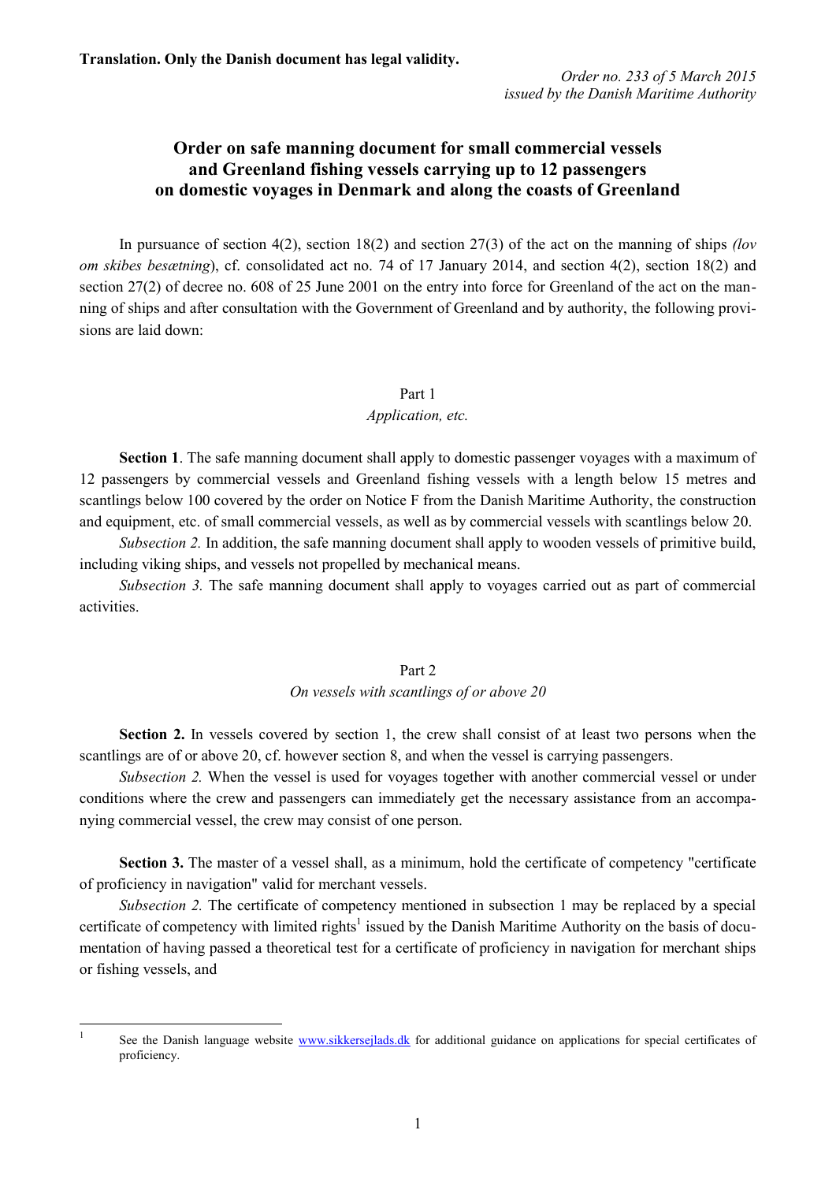**Translation. Only the Danish document has legal validity.**

*Order no. 233 of 5 March 2015*
*issued by the Danish Maritime Authority*

# Order on safe manning document for small commercial vessels and Greenland fishing vessels carrying up to 12 passengers on domestic voyages in Denmark and along the coasts of Greenland

In pursuance of section 4(2), section 18(2) and section 27(3) of the act on the manning of ships *(lov om skibes besætning*), cf. consolidated act no. 74 of 17 January 2014, and section 4(2), section 18(2) and section 27(2) of decree no. 608 of 25 June 2001 on the entry into force for Greenland of the act on the manning of ships and after consultation with the Government of Greenland and by authority, the following provisions are laid down:

## Part 1
### *Application, etc.*

**Section 1**. The safe manning document shall apply to domestic passenger voyages with a maximum of 12 passengers by commercial vessels and Greenland fishing vessels with a length below 15 metres and scantlings below 100 covered by the order on Notice F from the Danish Maritime Authority, the construction and equipment, etc. of small commercial vessels, as well as by commercial vessels with scantlings below 20.

*Subsection 2.* In addition, the safe manning document shall apply to wooden vessels of primitive build, including viking ships, and vessels not propelled by mechanical means.

*Subsection 3.* The safe manning document shall apply to voyages carried out as part of commercial activities.

## Part 2
### *On vessels with scantlings of or above 20*

**Section 2.** In vessels covered by section 1, the crew shall consist of at least two persons when the scantlings are of or above 20, cf. however section 8, and when the vessel is carrying passengers.

*Subsection 2.* When the vessel is used for voyages together with another commercial vessel or under conditions where the crew and passengers can immediately get the necessary assistance from an accompanying commercial vessel, the crew may consist of one person.

**Section 3.** The master of a vessel shall, as a minimum, hold the certificate of competency "certificate of proficiency in navigation" valid for merchant vessels.

*Subsection 2.* The certificate of competency mentioned in subsection 1 may be replaced by a special certificate of competency with limited rights[1] issued by the Danish Maritime Authority on the basis of documentation of having passed a theoretical test for a certificate of proficiency in navigation for merchant ships or fishing vessels, and

---

[1] See the Danish language website www.sikkersejlads.dk for additional guidance on applications for special certificates of proficiency.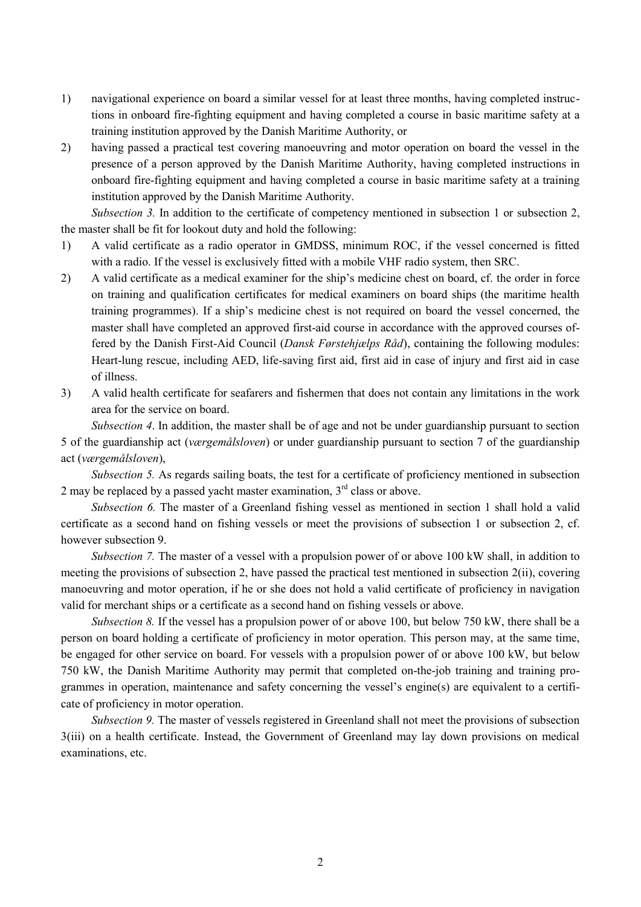1) navigational experience on board a similar vessel for at least three months, having completed instructions in onboard fire-fighting equipment and having completed a course in basic maritime safety at a training institution approved by the Danish Maritime Authority, or
2) having passed a practical test covering manoeuvring and motor operation on board the vessel in the presence of a person approved by the Danish Maritime Authority, having completed instructions in onboard fire-fighting equipment and having completed a course in basic maritime safety at a training institution approved by the Danish Maritime Authority.

*Subsection 3.* In addition to the certificate of competency mentioned in subsection 1 or subsection 2, the master shall be fit for lookout duty and hold the following:

1) A valid certificate as a radio operator in GMDSS, minimum ROC, if the vessel concerned is fitted with a radio. If the vessel is exclusively fitted with a mobile VHF radio system, then SRC.
2) A valid certificate as a medical examiner for the ship's medicine chest on board, cf. the order in force on training and qualification certificates for medical examiners on board ships (the maritime health training programmes). If a ship's medicine chest is not required on board the vessel concerned, the master shall have completed an approved first-aid course in accordance with the approved courses offered by the Danish First-Aid Council (*Dansk Førstehjælps Råd*), containing the following modules: Heart-lung rescue, including AED, life-saving first aid, first aid in case of injury and first aid in case of illness.
3) A valid health certificate for seafarers and fishermen that does not contain any limitations in the work area for the service on board.

*Subsection 4*. In addition, the master shall be of age and not be under guardianship pursuant to section 5 of the guardianship act (*værgemålsloven*) or under guardianship pursuant to section 7 of the guardianship act (*værgemålsloven*),

*Subsection 5.* As regards sailing boats, the test for a certificate of proficiency mentioned in subsection 2 may be replaced by a passed yacht master examination, 3rd class or above.

*Subsection 6.* The master of a Greenland fishing vessel as mentioned in section 1 shall hold a valid certificate as a second hand on fishing vessels or meet the provisions of subsection 1 or subsection 2, cf. however subsection 9.

*Subsection 7.* The master of a vessel with a propulsion power of or above 100 kW shall, in addition to meeting the provisions of subsection 2, have passed the practical test mentioned in subsection 2(ii), covering manoeuvring and motor operation, if he or she does not hold a valid certificate of proficiency in navigation valid for merchant ships or a certificate as a second hand on fishing vessels or above.

*Subsection 8.* If the vessel has a propulsion power of or above 100, but below 750 kW, there shall be a person on board holding a certificate of proficiency in motor operation. This person may, at the same time, be engaged for other service on board. For vessels with a propulsion power of or above 100 kW, but below 750 kW, the Danish Maritime Authority may permit that completed on-the-job training and training programmes in operation, maintenance and safety concerning the vessel's engine(s) are equivalent to a certificate of proficiency in motor operation.

*Subsection 9.* The master of vessels registered in Greenland shall not meet the provisions of subsection 3(iii) on a health certificate. Instead, the Government of Greenland may lay down provisions on medical examinations, etc.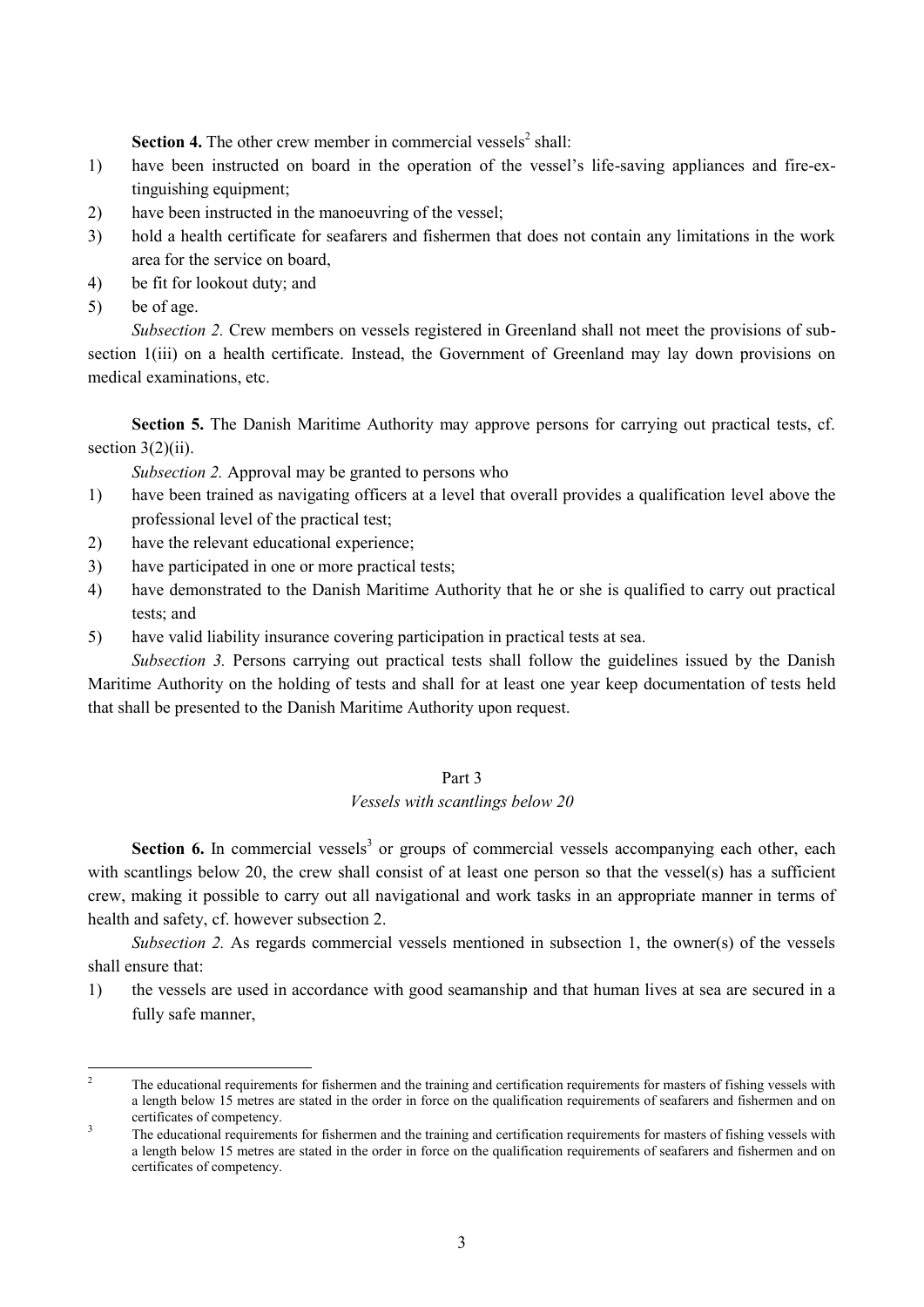**Section 4.** The other crew member in commercial vessels[2] shall:

1) have been instructed on board in the operation of the vessel's life-saving appliances and fire-extinguishing equipment;
2) have been instructed in the manoeuvring of the vessel;
3) hold a health certificate for seafarers and fishermen that does not contain any limitations in the work area for the service on board,
4) be fit for lookout duty; and
5) be of age.

*Subsection 2.* Crew members on vessels registered in Greenland shall not meet the provisions of subsection 1(iii) on a health certificate. Instead, the Government of Greenland may lay down provisions on medical examinations, etc.

**Section 5.** The Danish Maritime Authority may approve persons for carrying out practical tests, cf. section 3(2)(ii).

*Subsection 2.* Approval may be granted to persons who

1) have been trained as navigating officers at a level that overall provides a qualification level above the professional level of the practical test;
2) have the relevant educational experience;
3) have participated in one or more practical tests;
4) have demonstrated to the Danish Maritime Authority that he or she is qualified to carry out practical tests; and
5) have valid liability insurance covering participation in practical tests at sea.

*Subsection 3.* Persons carrying out practical tests shall follow the guidelines issued by the Danish Maritime Authority on the holding of tests and shall for at least one year keep documentation of tests held that shall be presented to the Danish Maritime Authority upon request.

## Part 3

### *Vessels with scantlings below 20*

**Section 6.** In commercial vessels[3] or groups of commercial vessels accompanying each other, each with scantlings below 20, the crew shall consist of at least one person so that the vessel(s) has a sufficient crew, making it possible to carry out all navigational and work tasks in an appropriate manner in terms of health and safety, cf. however subsection 2.

*Subsection 2.* As regards commercial vessels mentioned in subsection 1, the owner(s) of the vessels shall ensure that:

1) the vessels are used in accordance with good seamanship and that human lives at sea are secured in a fully safe manner,

---

[2] The educational requirements for fishermen and the training and certification requirements for masters of fishing vessels with a length below 15 metres are stated in the order in force on the qualification requirements of seafarers and fishermen and on certificates of competency.

[3] The educational requirements for fishermen and the training and certification requirements for masters of fishing vessels with a length below 15 metres are stated in the order in force on the qualification requirements of seafarers and fishermen and on certificates of competency.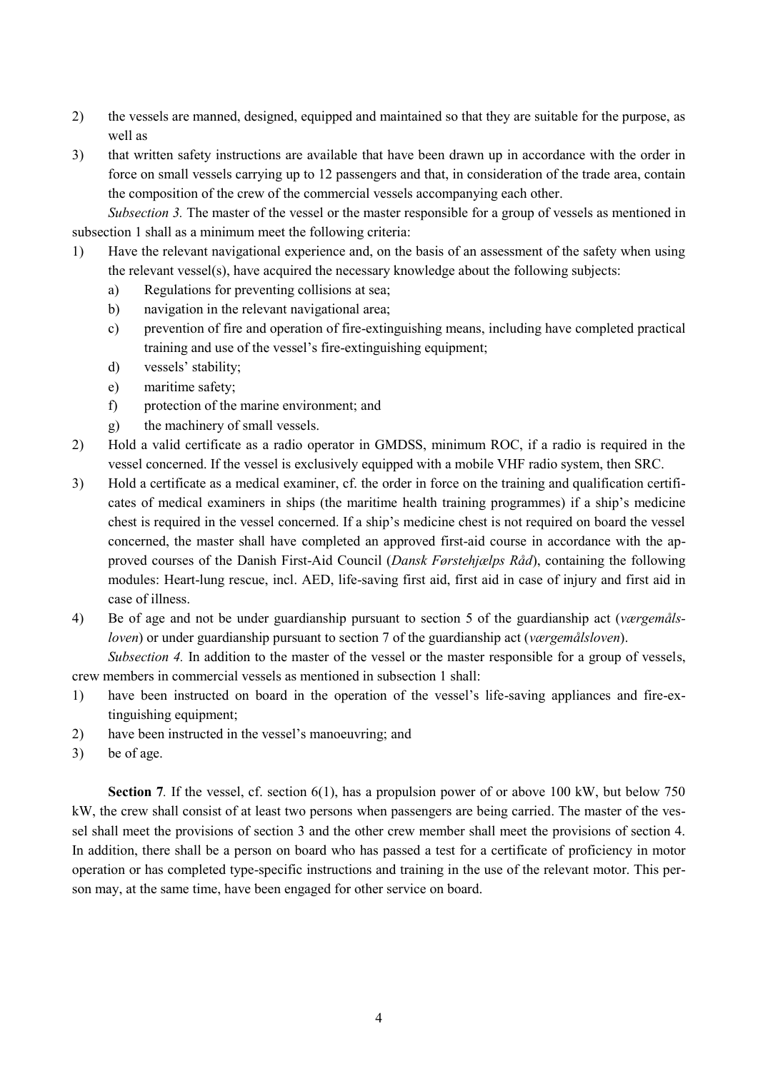2) the vessels are manned, designed, equipped and maintained so that they are suitable for the purpose, as well as
3) that written safety instructions are available that have been drawn up in accordance with the order in force on small vessels carrying up to 12 passengers and that, in consideration of the trade area, contain the composition of the crew of the commercial vessels accompanying each other.

*Subsection 3.* The master of the vessel or the master responsible for a group of vessels as mentioned in subsection 1 shall as a minimum meet the following criteria:

1) Have the relevant navigational experience and, on the basis of an assessment of the safety when using the relevant vessel(s), have acquired the necessary knowledge about the following subjects:
   a) Regulations for preventing collisions at sea;
   b) navigation in the relevant navigational area;
   c) prevention of fire and operation of fire-extinguishing means, including have completed practical training and use of the vessel's fire-extinguishing equipment;
   d) vessels' stability;
   e) maritime safety;
   f) protection of the marine environment; and
   g) the machinery of small vessels.
2) Hold a valid certificate as a radio operator in GMDSS, minimum ROC, if a radio is required in the vessel concerned. If the vessel is exclusively equipped with a mobile VHF radio system, then SRC.
3) Hold a certificate as a medical examiner, cf. the order in force on the training and qualification certificates of medical examiners in ships (the maritime health training programmes) if a ship's medicine chest is required in the vessel concerned. If a ship's medicine chest is not required on board the vessel concerned, the master shall have completed an approved first-aid course in accordance with the approved courses of the Danish First-Aid Council (*Dansk Førstehjælps Råd*), containing the following modules: Heart-lung rescue, incl. AED, life-saving first aid, first aid in case of injury and first aid in case of illness.
4) Be of age and not be under guardianship pursuant to section 5 of the guardianship act (*værgemålsloven*) or under guardianship pursuant to section 7 of the guardianship act (*værgemålsloven*).

*Subsection 4.* In addition to the master of the vessel or the master responsible for a group of vessels, crew members in commercial vessels as mentioned in subsection 1 shall:

1) have been instructed on board in the operation of the vessel's life-saving appliances and fire-extinguishing equipment;
2) have been instructed in the vessel's manoeuvring; and
3) be of age.

**Section 7**. If the vessel, cf. section 6(1), has a propulsion power of or above 100 kW, but below 750 kW, the crew shall consist of at least two persons when passengers are being carried. The master of the vessel shall meet the provisions of section 3 and the other crew member shall meet the provisions of section 4. In addition, there shall be a person on board who has passed a test for a certificate of proficiency in motor operation or has completed type-specific instructions and training in the use of the relevant motor. This person may, at the same time, have been engaged for other service on board.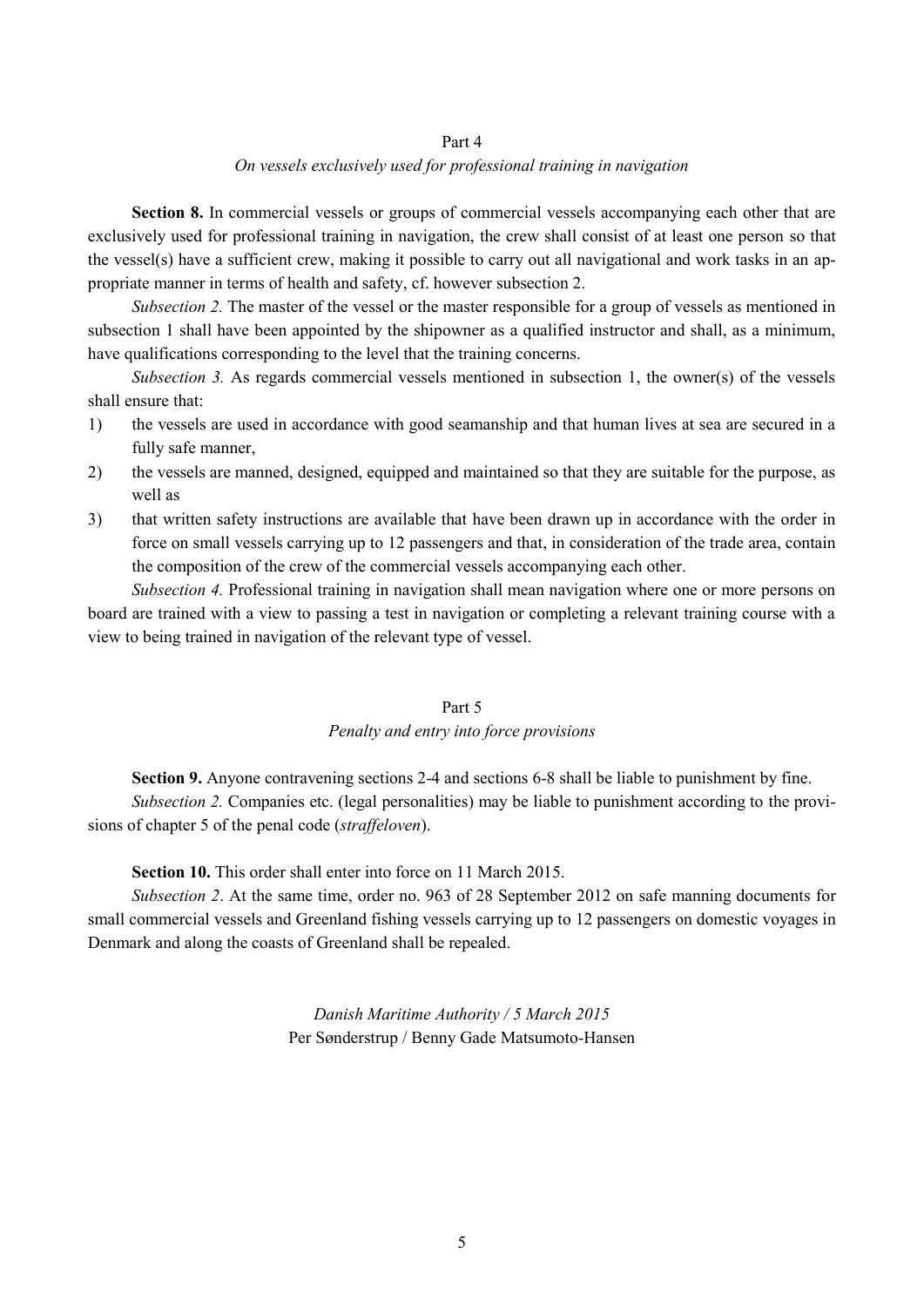## Part 4

*On vessels exclusively used for professional training in navigation*

**Section 8.** In commercial vessels or groups of commercial vessels accompanying each other that are exclusively used for professional training in navigation, the crew shall consist of at least one person so that the vessel(s) have a sufficient crew, making it possible to carry out all navigational and work tasks in an appropriate manner in terms of health and safety, cf. however subsection 2.

*Subsection 2.* The master of the vessel or the master responsible for a group of vessels as mentioned in subsection 1 shall have been appointed by the shipowner as a qualified instructor and shall, as a minimum, have qualifications corresponding to the level that the training concerns.

*Subsection 3.* As regards commercial vessels mentioned in subsection 1, the owner(s) of the vessels shall ensure that:

1) the vessels are used in accordance with good seamanship and that human lives at sea are secured in a fully safe manner,
2) the vessels are manned, designed, equipped and maintained so that they are suitable for the purpose, as well as
3) that written safety instructions are available that have been drawn up in accordance with the order in force on small vessels carrying up to 12 passengers and that, in consideration of the trade area, contain the composition of the crew of the commercial vessels accompanying each other.

*Subsection 4.* Professional training in navigation shall mean navigation where one or more persons on board are trained with a view to passing a test in navigation or completing a relevant training course with a view to being trained in navigation of the relevant type of vessel.

## Part 5

*Penalty and entry into force provisions*

**Section 9.** Anyone contravening sections 2-4 and sections 6-8 shall be liable to punishment by fine.

*Subsection 2.* Companies etc. (legal personalities) may be liable to punishment according to the provisions of chapter 5 of the penal code (*straffeloven*).

**Section 10.** This order shall enter into force on 11 March 2015.

*Subsection 2*. At the same time, order no. 963 of 28 September 2012 on safe manning documents for small commercial vessels and Greenland fishing vessels carrying up to 12 passengers on domestic voyages in Denmark and along the coasts of Greenland shall be repealed.

*Danish Maritime Authority / 5 March 2015*

Per Sønderstrup / Benny Gade Matsumoto-Hansen